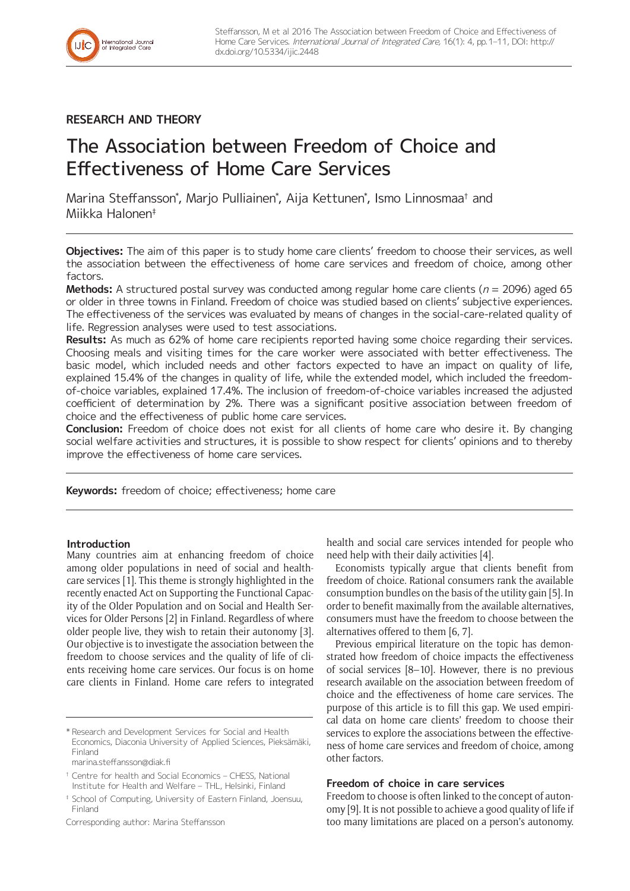RESEARCH AND THEORY

# The Association between Freedom of Choice and Effectiveness of Home Care Services

Marina Steffansson[*], Marjo Pulliainen[*], Aija Kettunen[*], Ismo Linnosmaa[†] and Miikka Halonen[‡]

**Objectives:** The aim of this paper is to study home care clients' freedom to choose their services, as well the association between the effectiveness of home care services and freedom of choice, among other factors.

**Methods:** A structured postal survey was conducted among regular home care clients ($n = 2096$) aged 65 or older in three towns in Finland. Freedom of choice was studied based on clients' subjective experiences. The effectiveness of the services was evaluated by means of changes in the social-care-related quality of life. Regression analyses were used to test associations.

**Results:** As much as 62% of home care recipients reported having some choice regarding their services. Choosing meals and visiting times for the care worker were associated with better effectiveness. The basic model, which included needs and other factors expected to have an impact on quality of life, explained 15.4% of the changes in quality of life, while the extended model, which included the freedom-of-choice variables, explained 17.4%. The inclusion of freedom-of-choice variables increased the adjusted coefficient of determination by 2%. There was a significant positive association between freedom of choice and the effectiveness of public home care services.

**Conclusion:** Freedom of choice does not exist for all clients of home care who desire it. By changing social welfare activities and structures, it is possible to show respect for clients' opinions and to thereby improve the effectiveness of home care services.

**Keywords:** freedom of choice; effectiveness; home care

## Introduction

Many countries aim at enhancing freedom of choice among older populations in need of social and health-care services [1]. This theme is strongly highlighted in the recently enacted Act on Supporting the Functional Capacity of the Older Population and on Social and Health Services for Older Persons [2] in Finland. Regardless of where older people live, they wish to retain their autonomy [3]. Our objective is to investigate the association between the freedom to choose services and the quality of life of clients receiving home care services. Our focus is on home care clients in Finland. Home care refers to integrated health and social care services intended for people who need help with their daily activities [4].

Economists typically argue that clients benefit from freedom of choice. Rational consumers rank the available consumption bundles on the basis of the utility gain [5]. In order to benefit maximally from the available alternatives, consumers must have the freedom to choose between the alternatives offered to them [6, 7].

Previous empirical literature on the topic has demonstrated how freedom of choice impacts the effectiveness of social services [8–10]. However, there is no previous research available on the association between freedom of choice and the effectiveness of home care services. The purpose of this article is to fill this gap. We used empirical data on home care clients' freedom to choose their services to explore the associations between the effectiveness of home care services and freedom of choice, among other factors.

## Freedom of choice in care services

Freedom to choose is often linked to the concept of autonomy [9]. It is not possible to achieve a good quality of life if too many limitations are placed on a person's autonomy.

[*] Research and Development Services for Social and Health Economics, Diaconia University of Applied Sciences, Pieksämäki, Finland
marina.steffansson@diak.fi

[†] Centre for health and Social Economics – CHESS, National Institute for Health and Welfare – THL, Helsinki, Finland

[‡] School of Computing, University of Eastern Finland, Joensuu, Finland

Corresponding author: Marina Steffansson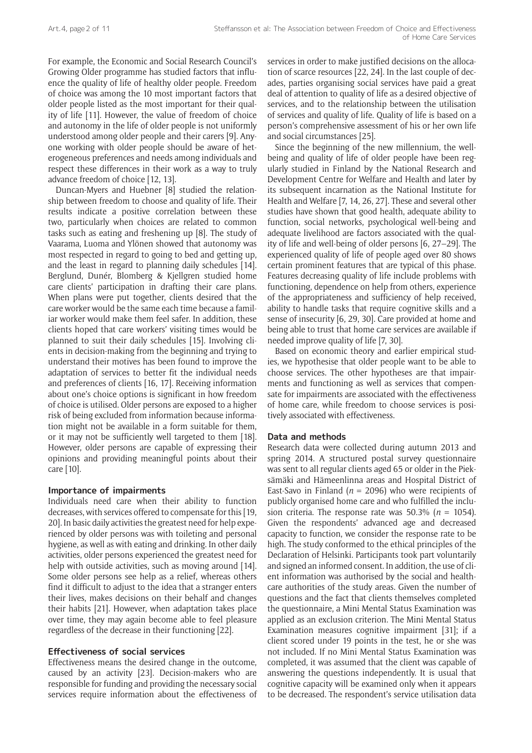For example, the Economic and Social Research Council's Growing Older programme has studied factors that influence the quality of life of healthy older people. Freedom of choice was among the 10 most important factors that older people listed as the most important for their quality of life [11]. However, the value of freedom of choice and autonomy in the life of older people is not uniformly understood among older people and their carers [9]. Anyone working with older people should be aware of heterogeneous preferences and needs among individuals and respect these differences in their work as a way to truly advance freedom of choice [12, 13].

Duncan-Myers and Huebner [8] studied the relationship between freedom to choose and quality of life. Their results indicate a positive correlation between these two, particularly when choices are related to common tasks such as eating and freshening up [8]. The study of Vaarama, Luoma and Ylönen showed that autonomy was most respected in regard to going to bed and getting up, and the least in regard to planning daily schedules [14]. Berglund, Dunér, Blomberg & Kjellgren studied home care clients' participation in drafting their care plans. When plans were put together, clients desired that the care worker would be the same each time because a familiar worker would make them feel safer. In addition, these clients hoped that care workers' visiting times would be planned to suit their daily schedules [15]. Involving clients in decision-making from the beginning and trying to understand their motives has been found to improve the adaptation of services to better fit the individual needs and preferences of clients [16, 17]. Receiving information about one's choice options is significant in how freedom of choice is utilised. Older persons are exposed to a higher risk of being excluded from information because information might not be available in a form suitable for them, or it may not be sufficiently well targeted to them [18]. However, older persons are capable of expressing their opinions and providing meaningful points about their care [10].

### Importance of impairments

Individuals need care when their ability to function decreases, with services offered to compensate for this [19, 20]. In basic daily activities the greatest need for help experienced by older persons was with toileting and personal hygiene, as well as with eating and drinking. In other daily activities, older persons experienced the greatest need for help with outside activities, such as moving around [14]. Some older persons see help as a relief, whereas others find it difficult to adjust to the idea that a stranger enters their lives, makes decisions on their behalf and changes their habits [21]. However, when adaptation takes place over time, they may again become able to feel pleasure regardless of the decrease in their functioning [22].

### Effectiveness of social services

Effectiveness means the desired change in the outcome, caused by an activity [23]. Decision-makers who are responsible for funding and providing the necessary social services require information about the effectiveness of services in order to make justified decisions on the allocation of scarce resources [22, 24]. In the last couple of decades, parties organising social services have paid a great deal of attention to quality of life as a desired objective of services, and to the relationship between the utilisation of services and quality of life. Quality of life is based on a person's comprehensive assessment of his or her own life and social circumstances [25].

Since the beginning of the new millennium, the well-being and quality of life of older people have been regularly studied in Finland by the National Research and Development Centre for Welfare and Health and later by its subsequent incarnation as the National Institute for Health and Welfare [7, 14, 26, 27]. These and several other studies have shown that good health, adequate ability to function, social networks, psychological well-being and adequate livelihood are factors associated with the quality of life and well-being of older persons [6, 27–29]. The experienced quality of life of people aged over 80 shows certain prominent features that are typical of this phase. Features decreasing quality of life include problems with functioning, dependence on help from others, experience of the appropriateness and sufficiency of help received, ability to handle tasks that require cognitive skills and a sense of insecurity [6, 29, 30]. Care provided at home and being able to trust that home care services are available if needed improve quality of life [7, 30].

Based on economic theory and earlier empirical studies, we hypothesise that older people want to be able to choose services. The other hypotheses are that impairments and functioning as well as services that compensate for impairments are associated with the effectiveness of home care, while freedom to choose services is positively associated with effectiveness.

## Data and methods

Research data were collected during autumn 2013 and spring 2014. A structured postal survey questionnaire was sent to all regular clients aged 65 or older in the Pieksämäki and Hämeenlinna areas and Hospital District of East-Savo in Finland ($n$ = 2096) who were recipients of publicly organised home care and who fulfilled the inclusion criteria. The response rate was 50.3% ($n$ = 1054). Given the respondents' advanced age and decreased capacity to function, we consider the response rate to be high. The study conformed to the ethical principles of the Declaration of Helsinki. Participants took part voluntarily and signed an informed consent. In addition, the use of client information was authorised by the social and healthcare authorities of the study areas. Given the number of questions and the fact that clients themselves completed the questionnaire, a Mini Mental Status Examination was applied as an exclusion criterion. The Mini Mental Status Examination measures cognitive impairment [31]; if a client scored under 19 points in the test, he or she was not included. If no Mini Mental Status Examination was completed, it was assumed that the client was capable of answering the questions independently. It is usual that cognitive capacity will be examined only when it appears to be decreased. The respondent's service utilisation data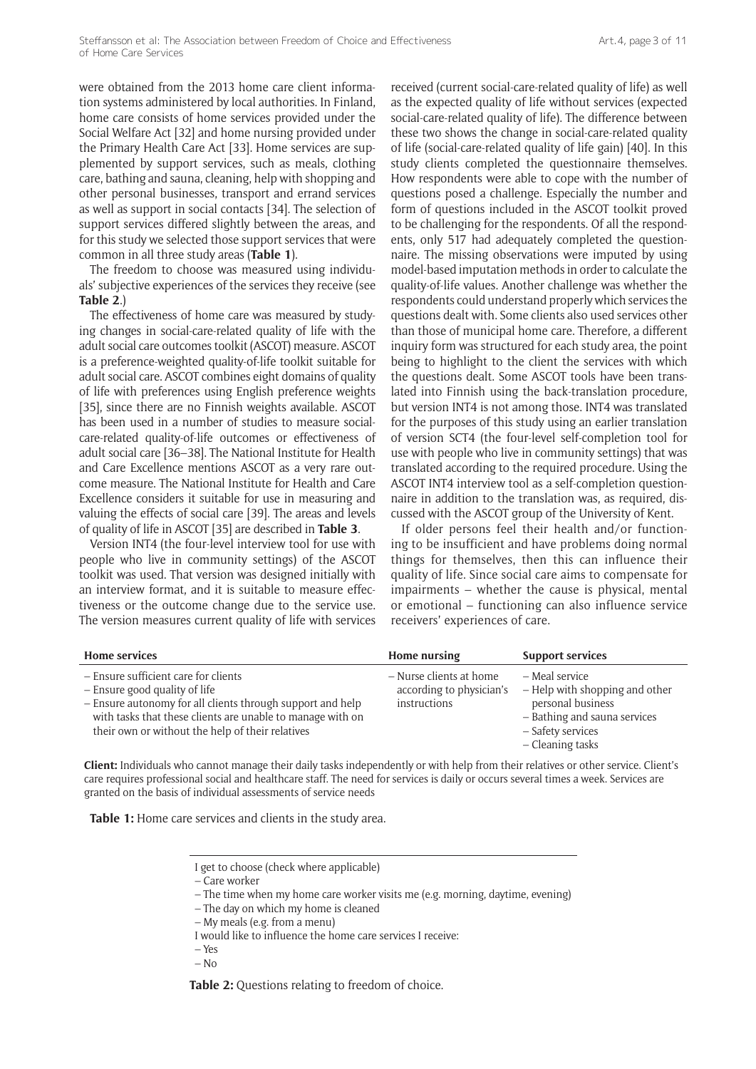were obtained from the 2013 home care client information systems administered by local authorities. In Finland, home care consists of home services provided under the Social Welfare Act [32] and home nursing provided under the Primary Health Care Act [33]. Home services are supplemented by support services, such as meals, clothing care, bathing and sauna, cleaning, help with shopping and other personal businesses, transport and errand services as well as support in social contacts [34]. The selection of support services differed slightly between the areas, and for this study we selected those support services that were common in all three study areas (**Table 1**).

The freedom to choose was measured using individuals' subjective experiences of the services they receive (see **Table 2**.)

The effectiveness of home care was measured by studying changes in social-care-related quality of life with the adult social care outcomes toolkit (ASCOT) measure. ASCOT is a preference-weighted quality-of-life toolkit suitable for adult social care. ASCOT combines eight domains of quality of life with preferences using English preference weights [35], since there are no Finnish weights available. ASCOT has been used in a number of studies to measure social-care-related quality-of-life outcomes or effectiveness of adult social care [36–38]. The National Institute for Health and Care Excellence mentions ASCOT as a very rare outcome measure. The National Institute for Health and Care Excellence considers it suitable for use in measuring and valuing the effects of social care [39]. The areas and levels of quality of life in ASCOT [35] are described in **Table 3**.

Version INT4 (the four-level interview tool for use with people who live in community settings) of the ASCOT toolkit was used. That version was designed initially with an interview format, and it is suitable to measure effectiveness or the outcome change due to the service use. The version measures current quality of life with services received (current social-care-related quality of life) as well as the expected quality of life without services (expected social-care-related quality of life). The difference between these two shows the change in social-care-related quality of life (social-care-related quality of life gain) [40]. In this study clients completed the questionnaire themselves. How respondents were able to cope with the number of questions posed a challenge. Especially the number and form of questions included in the ASCOT toolkit proved to be challenging for the respondents. Of all the respondents, only 517 had adequately completed the questionnaire. The missing observations were imputed by using model-based imputation methods in order to calculate the quality-of-life values. Another challenge was whether the respondents could understand properly which services the questions dealt with. Some clients also used services other than those of municipal home care. Therefore, a different inquiry form was structured for each study area, the point being to highlight to the client the services with which the questions dealt. Some ASCOT tools have been translated into Finnish using the back-translation procedure, but version INT4 is not among those. INT4 was translated for the purposes of this study using an earlier translation of version SCT4 (the four-level self-completion tool for use with people who live in community settings) that was translated according to the required procedure. Using the ASCOT INT4 interview tool as a self-completion questionnaire in addition to the translation was, as required, discussed with the ASCOT group of the University of Kent.

If older persons feel their health and/or functioning to be insufficient and have problems doing normal things for themselves, then this can influence their quality of life. Since social care aims to compensate for impairments – whether the cause is physical, mental or emotional – functioning can also influence service receivers' experiences of care.

| Home services | Home nursing | Support services |
|---|---|---|
| – Ensure sufficient care for clients<br>– Ensure good quality of life<br>– Ensure autonomy for all clients through support and help with tasks that these clients are unable to manage with on their own or without the help of their relatives | – Nurse clients at home according to physician's instructions | – Meal service<br>– Help with shopping and other personal business<br>– Bathing and sauna services<br>– Safety services<br>– Cleaning tasks |

**Client:** Individuals who cannot manage their daily tasks independently or with help from their relatives or other service. Client's care requires professional social and healthcare staff. The need for services is daily or occurs several times a week. Services are granted on the basis of individual assessments of service needs

**Table 1:** Home care services and clients in the study area.

I get to choose (check where applicable)
– Care worker
– The time when my home care worker visits me (e.g. morning, daytime, evening)
– The day on which my home is cleaned
– My meals (e.g. from a menu)
I would like to influence the home care services I receive:
– Yes
– No

**Table 2:** Questions relating to freedom of choice.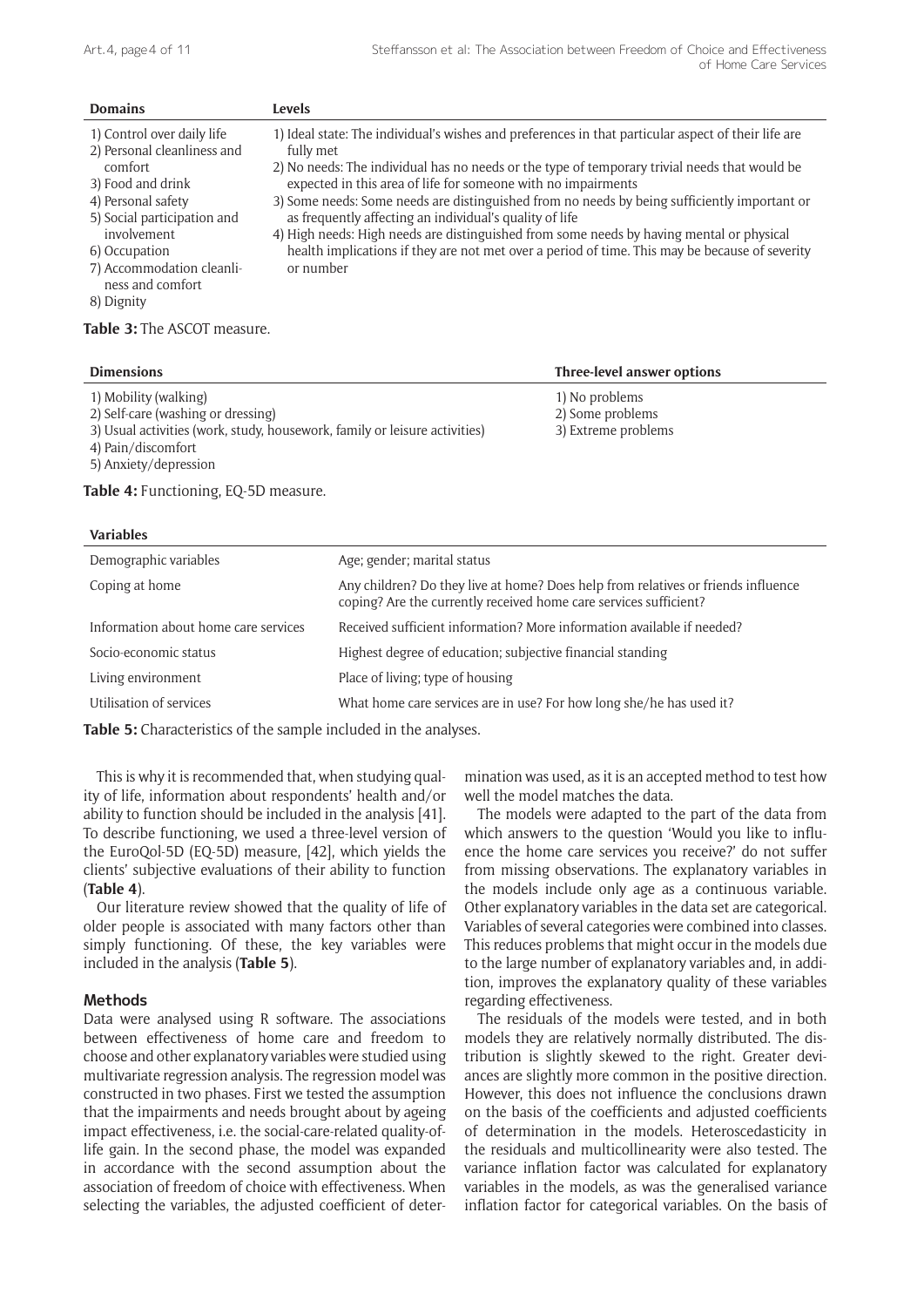| Domains | Levels |
|---|---|
| 1) Control over daily life<br>2) Personal cleanliness and comfort<br>3) Food and drink<br>4) Personal safety<br>5) Social participation and involvement<br>6) Occupation<br>7) Accommodation cleanliness and comfort<br>8) Dignity | 1) Ideal state: The individual's wishes and preferences in that particular aspect of their life are fully met<br>2) No needs: The individual has no needs or the type of temporary trivial needs that would be expected in this area of life for someone with no impairments<br>3) Some needs: Some needs are distinguished from no needs by being sufficiently important or as frequently affecting an individual's quality of life<br>4) High needs: High needs are distinguished from some needs by having mental or physical health implications if they are not met over a period of time. This may be because of severity or number |

**Table 3:** The ASCOT measure.

| Dimensions | Three-level answer options |
|---|---|
| 1) Mobility (walking)<br>2) Self-care (washing or dressing)<br>3) Usual activities (work, study, housework, family or leisure activities)<br>4) Pain/discomfort<br>5) Anxiety/depression | 1) No problems<br>2) Some problems<br>3) Extreme problems |

**Table 4:** Functioning, EQ-5D measure.

| Variables | |
|---|---|
| Demographic variables | Age; gender; marital status |
| Coping at home | Any children? Do they live at home? Does help from relatives or friends influence coping? Are the currently received home care services sufficient? |
| Information about home care services | Received sufficient information? More information available if needed? |
| Socio-economic status | Highest degree of education; subjective financial standing |
| Living environment | Place of living; type of housing |
| Utilisation of services | What home care services are in use? For how long she/he has used it? |

**Table 5:** Characteristics of the sample included in the analyses.

This is why it is recommended that, when studying quality of life, information about respondents' health and/or ability to function should be included in the analysis [41]. To describe functioning, we used a three-level version of the EuroQol-5D (EQ-5D) measure, [42], which yields the clients' subjective evaluations of their ability to function (**Table 4**).

Our literature review showed that the quality of life of older people is associated with many factors other than simply functioning. Of these, the key variables were included in the analysis (**Table 5**).

### Methods

Data were analysed using R software. The associations between effectiveness of home care and freedom to choose and other explanatory variables were studied using multivariate regression analysis. The regression model was constructed in two phases. First we tested the assumption that the impairments and needs brought about by ageing impact effectiveness, i.e. the social-care-related quality-of-life gain. In the second phase, the model was expanded in accordance with the second assumption about the association of freedom of choice with effectiveness. When selecting the variables, the adjusted coefficient of determination was used, as it is an accepted method to test how well the model matches the data.

The models were adapted to the part of the data from which answers to the question 'Would you like to influence the home care services you receive?' do not suffer from missing observations. The explanatory variables in the models include only age as a continuous variable. Other explanatory variables in the data set are categorical. Variables of several categories were combined into classes. This reduces problems that might occur in the models due to the large number of explanatory variables and, in addition, improves the explanatory quality of these variables regarding effectiveness.

The residuals of the models were tested, and in both models they are relatively normally distributed. The distribution is slightly skewed to the right. Greater deviances are slightly more common in the positive direction. However, this does not influence the conclusions drawn on the basis of the coefficients and adjusted coefficients of determination in the models. Heteroscedasticity in the residuals and multicollinearity were also tested. The variance inflation factor was calculated for explanatory variables in the models, as was the generalised variance inflation factor for categorical variables. On the basis of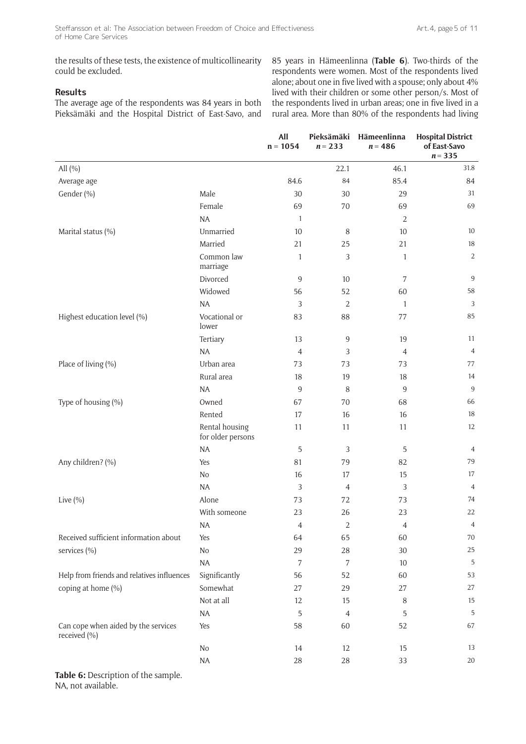the results of these tests, the existence of multicollinearity could be excluded.

## Results

The average age of the respondents was 84 years in both Pieksämäki and the Hospital District of East-Savo, and 85 years in Hämeenlinna (**Table 6**). Two-thirds of the respondents were women. Most of the respondents lived alone; about one in five lived with a spouse; only about 4% lived with their children or some other person/s. Most of the respondents lived in urban areas; one in five lived in a rural area. More than 80% of the respondents had living

| | | All n = 1054 | Pieksämäki *n* = 233 | Hämeenlinna *n* = 486 | Hospital District of East-Savo *n* = 335 |
|---|---|---|---|---|---|
| All (%) | | | 22.1 | 46.1 | 31.8 |
| Average age | | 84.6 | 84 | 85.4 | 84 |
| Gender (%) | Male | 30 | 30 | 29 | 31 |
| | Female | 69 | 70 | 69 | 69 |
| | NA | 1 | | 2 | |
| Marital status (%) | Unmarried | 10 | 8 | 10 | 10 |
| | Married | 21 | 25 | 21 | 18 |
| | Common law marriage | 1 | 3 | 1 | 2 |
| | Divorced | 9 | 10 | 7 | 9 |
| | Widowed | 56 | 52 | 60 | 58 |
| | NA | 3 | 2 | 1 | 3 |
| Highest education level (%) | Vocational or lower | 83 | 88 | 77 | 85 |
| | Tertiary | 13 | 9 | 19 | 11 |
| | NA | 4 | 3 | 4 | 4 |
| Place of living (%) | Urban area | 73 | 73 | 73 | 77 |
| | Rural area | 18 | 19 | 18 | 14 |
| | NA | 9 | 8 | 9 | 9 |
| Type of housing (%) | Owned | 67 | 70 | 68 | 66 |
| | Rented | 17 | 16 | 16 | 18 |
| | Rental housing for older persons | 11 | 11 | 11 | 12 |
| | NA | 5 | 3 | 5 | 4 |
| Any children? (%) | Yes | 81 | 79 | 82 | 79 |
| | No | 16 | 17 | 15 | 17 |
| | NA | 3 | 4 | 3 | 4 |
| Live (%) | Alone | 73 | 72 | 73 | 74 |
| | With someone | 23 | 26 | 23 | 22 |
| | NA | 4 | 2 | 4 | 4 |
| Received sufficient information about services (%) | Yes | 64 | 65 | 60 | 70 |
| | No | 29 | 28 | 30 | 25 |
| | NA | 7 | 7 | 10 | 5 |
| Help from friends and relatives influences coping at home (%) | Significantly | 56 | 52 | 60 | 53 |
| | Somewhat | 27 | 29 | 27 | 27 |
| | Not at all | 12 | 15 | 8 | 15 |
| | NA | 5 | 4 | 5 | 5 |
| Can cope when aided by the services received (%) | Yes | 58 | 60 | 52 | 67 |
| | No | 14 | 12 | 15 | 13 |
| | NA | 28 | 28 | 33 | 20 |

**Table 6:** Description of the sample.
NA, not available.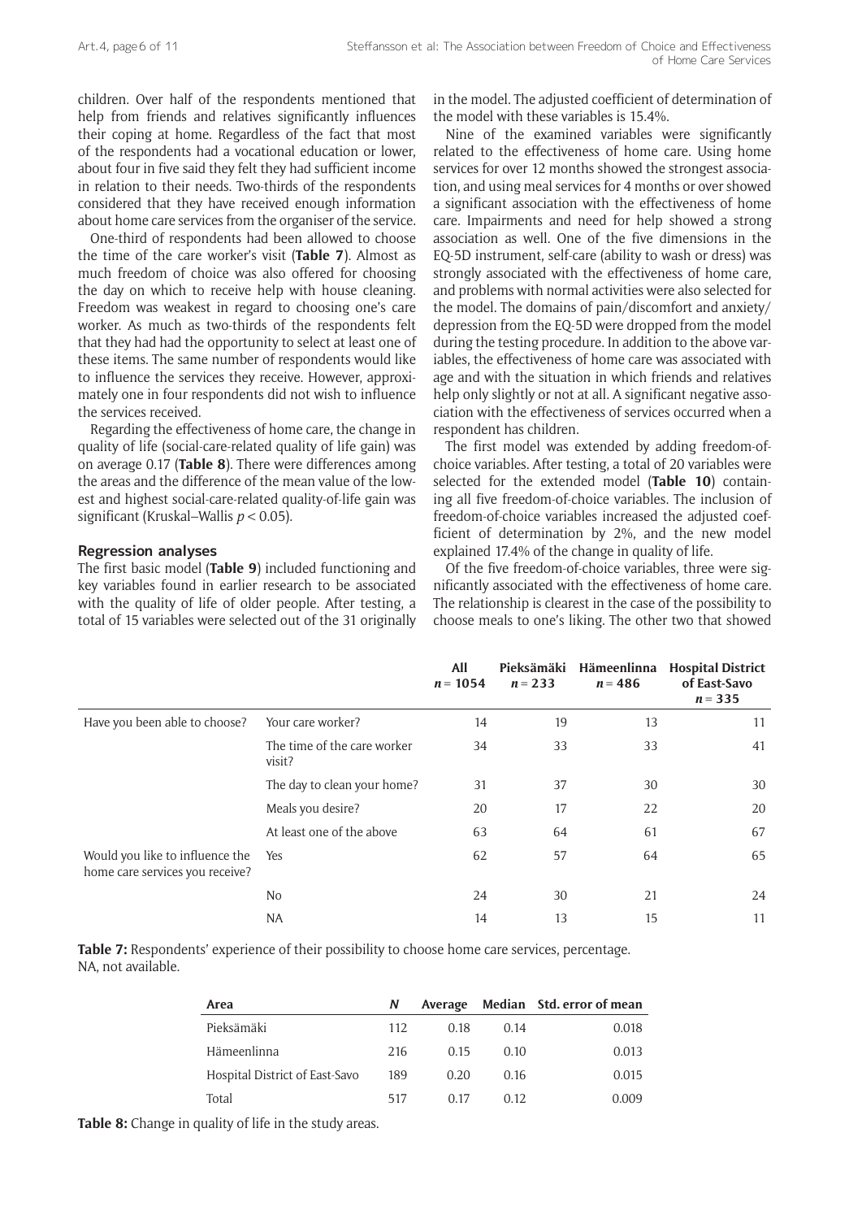children. Over half of the respondents mentioned that help from friends and relatives significantly influences their coping at home. Regardless of the fact that most of the respondents had a vocational education or lower, about four in five said they felt they had sufficient income in relation to their needs. Two-thirds of the respondents considered that they have received enough information about home care services from the organiser of the service.

One-third of respondents had been allowed to choose the time of the care worker's visit (**Table 7**). Almost as much freedom of choice was also offered for choosing the day on which to receive help with house cleaning. Freedom was weakest in regard to choosing one's care worker. As much as two-thirds of the respondents felt that they had had the opportunity to select at least one of these items. The same number of respondents would like to influence the services they receive. However, approximately one in four respondents did not wish to influence the services received.

Regarding the effectiveness of home care, the change in quality of life (social-care-related quality of life gain) was on average 0.17 (**Table 8**). There were differences among the areas and the difference of the mean value of the lowest and highest social-care-related quality-of-life gain was significant (Kruskal–Wallis $p < 0.05$).

### Regression analyses

The first basic model (**Table 9**) included functioning and key variables found in earlier research to be associated with the quality of life of older people. After testing, a total of 15 variables were selected out of the 31 originally in the model. The adjusted coefficient of determination of the model with these variables is 15.4%.

Nine of the examined variables were significantly related to the effectiveness of home care. Using home services for over 12 months showed the strongest association, and using meal services for 4 months or over showed a significant association with the effectiveness of home care. Impairments and need for help showed a strong association as well. One of the five dimensions in the EQ-5D instrument, self-care (ability to wash or dress) was strongly associated with the effectiveness of home care, and problems with normal activities were also selected for the model. The domains of pain/discomfort and anxiety/depression from the EQ-5D were dropped from the model during the testing procedure. In addition to the above variables, the effectiveness of home care was associated with age and with the situation in which friends and relatives help only slightly or not at all. A significant negative association with the effectiveness of services occurred when a respondent has children.

The first model was extended by adding freedom-of-choice variables. After testing, a total of 20 variables were selected for the extended model (**Table 10**) containing all five freedom-of-choice variables. The inclusion of freedom-of-choice variables increased the adjusted coefficient of determination by 2%, and the new model explained 17.4% of the change in quality of life.

Of the five freedom-of-choice variables, three were significantly associated with the effectiveness of home care. The relationship is clearest in the case of the possibility to choose meals to one's liking. The other two that showed

| | | All $n = 1054$ | Pieksämäki $n = 233$ | Hämeenlinna $n = 486$ | Hospital District of East-Savo $n = 335$ |
|---|---|---|---|---|---|
| Have you been able to choose? | Your care worker? | 14 | 19 | 13 | 11 |
| | The time of the care worker visit? | 34 | 33 | 33 | 41 |
| | The day to clean your home? | 31 | 37 | 30 | 30 |
| | Meals you desire? | 20 | 17 | 22 | 20 |
| | At least one of the above | 63 | 64 | 61 | 67 |
| Would you like to influence the home care services you receive? | Yes | 62 | 57 | 64 | 65 |
| | No | 24 | 30 | 21 | 24 |
| | NA | 14 | 13 | 15 | 11 |

**Table 7:** Respondents' experience of their possibility to choose home care services, percentage. NA, not available.

| Area | N | Average | Median | Std. error of mean |
|---|---|---|---|---|
| Pieksämäki | 112 | 0.18 | 0.14 | 0.018 |
| Hämeenlinna | 216 | 0.15 | 0.10 | 0.013 |
| Hospital District of East-Savo | 189 | 0.20 | 0.16 | 0.015 |
| Total | 517 | 0.17 | 0.12 | 0.009 |

**Table 8:** Change in quality of life in the study areas.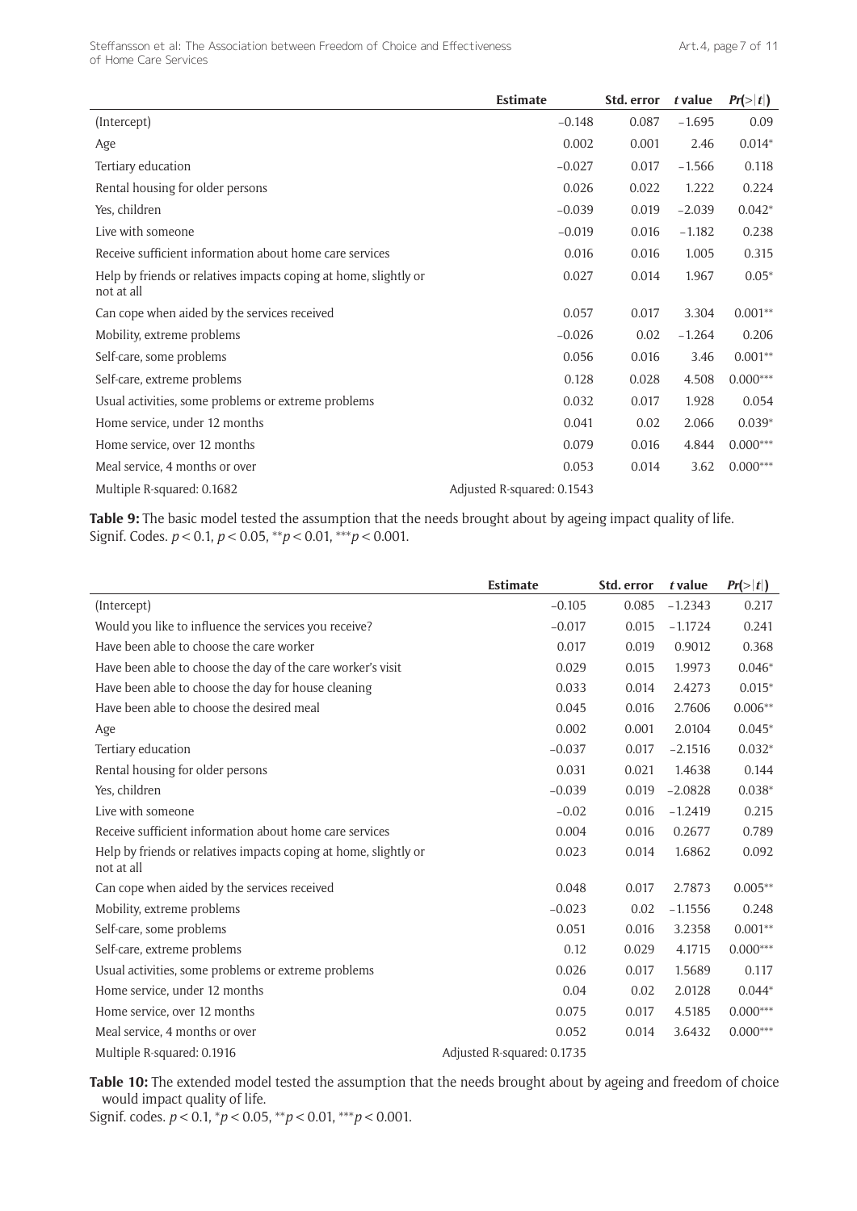| | Estimate | Std. error | *t* value | *Pr*(>\|*t*\|) |
|---|---|---|---|---|
| (Intercept) | –0.148 | 0.087 | –1.695 | 0.09 |
| Age | 0.002 | 0.001 | 2.46 | 0.014* |
| Tertiary education | –0.027 | 0.017 | –1.566 | 0.118 |
| Rental housing for older persons | 0.026 | 0.022 | 1.222 | 0.224 |
| Yes, children | –0.039 | 0.019 | –2.039 | 0.042* |
| Live with someone | –0.019 | 0.016 | –1.182 | 0.238 |
| Receive sufficient information about home care services | 0.016 | 0.016 | 1.005 | 0.315 |
| Help by friends or relatives impacts coping at home, slightly or not at all | 0.027 | 0.014 | 1.967 | 0.05* |
| Can cope when aided by the services received | 0.057 | 0.017 | 3.304 | 0.001** |
| Mobility, extreme problems | –0.026 | 0.02 | –1.264 | 0.206 |
| Self-care, some problems | 0.056 | 0.016 | 3.46 | 0.001** |
| Self-care, extreme problems | 0.128 | 0.028 | 4.508 | 0.000*** |
| Usual activities, some problems or extreme problems | 0.032 | 0.017 | 1.928 | 0.054 |
| Home service, under 12 months | 0.041 | 0.02 | 2.066 | 0.039* |
| Home service, over 12 months | 0.079 | 0.016 | 4.844 | 0.000*** |
| Meal service, 4 months or over | 0.053 | 0.014 | 3.62 | 0.000*** |
| Multiple R-squared: 0.1682 | Adjusted R-squared: 0.1543 | | | |

**Table 9:** The basic model tested the assumption that the needs brought about by ageing impact quality of life. Signif. Codes. $p < 0.1$, $p < 0.05$, $^{**}p < 0.01$, $^{***}p < 0.001$.

| | Estimate | Std. error | *t* value | *Pr*(>\|*t*\|) |
|---|---|---|---|---|
| (Intercept) | –0.105 | 0.085 | –1.2343 | 0.217 |
| Would you like to influence the services you receive? | –0.017 | 0.015 | –1.1724 | 0.241 |
| Have been able to choose the care worker | 0.017 | 0.019 | 0.9012 | 0.368 |
| Have been able to choose the day of the care worker's visit | 0.029 | 0.015 | 1.9973 | 0.046* |
| Have been able to choose the day for house cleaning | 0.033 | 0.014 | 2.4273 | 0.015* |
| Have been able to choose the desired meal | 0.045 | 0.016 | 2.7606 | 0.006** |
| Age | 0.002 | 0.001 | 2.0104 | 0.045* |
| Tertiary education | –0.037 | 0.017 | –2.1516 | 0.032* |
| Rental housing for older persons | 0.031 | 0.021 | 1.4638 | 0.144 |
| Yes, children | –0.039 | 0.019 | –2.0828 | 0.038* |
| Live with someone | –0.02 | 0.016 | –1.2419 | 0.215 |
| Receive sufficient information about home care services | 0.004 | 0.016 | 0.2677 | 0.789 |
| Help by friends or relatives impacts coping at home, slightly or not at all | 0.023 | 0.014 | 1.6862 | 0.092 |
| Can cope when aided by the services received | 0.048 | 0.017 | 2.7873 | 0.005** |
| Mobility, extreme problems | –0.023 | 0.02 | –1.1556 | 0.248 |
| Self-care, some problems | 0.051 | 0.016 | 3.2358 | 0.001** |
| Self-care, extreme problems | 0.12 | 0.029 | 4.1715 | 0.000*** |
| Usual activities, some problems or extreme problems | 0.026 | 0.017 | 1.5689 | 0.117 |
| Home service, under 12 months | 0.04 | 0.02 | 2.0128 | 0.044* |
| Home service, over 12 months | 0.075 | 0.017 | 4.5185 | 0.000*** |
| Meal service, 4 months or over | 0.052 | 0.014 | 3.6432 | 0.000*** |
| Multiple R-squared: 0.1916 | Adjusted R-squared: 0.1735 | | | |

**Table 10:** The extended model tested the assumption that the needs brought about by ageing and freedom of choice would impact quality of life.
Signif. codes. $p < 0.1$, $^{*}p < 0.05$, $^{**}p < 0.01$, $^{***}p < 0.001$.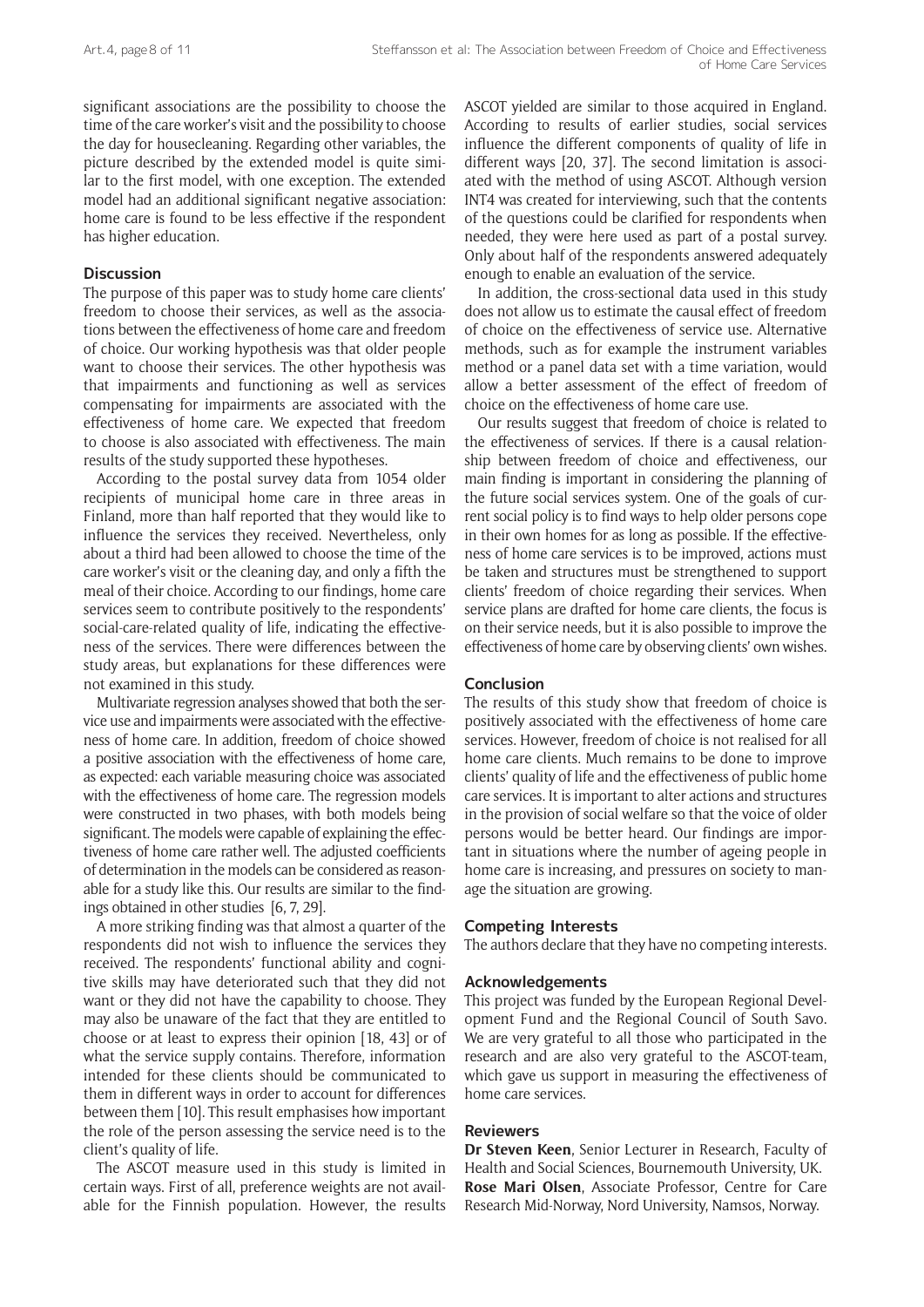significant associations are the possibility to choose the time of the care worker's visit and the possibility to choose the day for housecleaning. Regarding other variables, the picture described by the extended model is quite similar to the first model, with one exception. The extended model had an additional significant negative association: home care is found to be less effective if the respondent has higher education.

## Discussion

The purpose of this paper was to study home care clients' freedom to choose their services, as well as the associations between the effectiveness of home care and freedom of choice. Our working hypothesis was that older people want to choose their services. The other hypothesis was that impairments and functioning as well as services compensating for impairments are associated with the effectiveness of home care. We expected that freedom to choose is also associated with effectiveness. The main results of the study supported these hypotheses.

According to the postal survey data from 1054 older recipients of municipal home care in three areas in Finland, more than half reported that they would like to influence the services they received. Nevertheless, only about a third had been allowed to choose the time of the care worker's visit or the cleaning day, and only a fifth the meal of their choice. According to our findings, home care services seem to contribute positively to the respondents' social-care-related quality of life, indicating the effectiveness of the services. There were differences between the study areas, but explanations for these differences were not examined in this study.

Multivariate regression analyses showed that both the service use and impairments were associated with the effectiveness of home care. In addition, freedom of choice showed a positive association with the effectiveness of home care, as expected: each variable measuring choice was associated with the effectiveness of home care. The regression models were constructed in two phases, with both models being significant. The models were capable of explaining the effectiveness of home care rather well. The adjusted coefficients of determination in the models can be considered as reasonable for a study like this. Our results are similar to the findings obtained in other studies [6, 7, 29].

A more striking finding was that almost a quarter of the respondents did not wish to influence the services they received. The respondents' functional ability and cognitive skills may have deteriorated such that they did not want or they did not have the capability to choose. They may also be unaware of the fact that they are entitled to choose or at least to express their opinion [18, 43] or of what the service supply contains. Therefore, information intended for these clients should be communicated to them in different ways in order to account for differences between them [10]. This result emphasises how important the role of the person assessing the service need is to the client's quality of life.

The ASCOT measure used in this study is limited in certain ways. First of all, preference weights are not available for the Finnish population. However, the results ASCOT yielded are similar to those acquired in England. According to results of earlier studies, social services influence the different components of quality of life in different ways [20, 37]. The second limitation is associated with the method of using ASCOT. Although version INT4 was created for interviewing, such that the contents of the questions could be clarified for respondents when needed, they were here used as part of a postal survey. Only about half of the respondents answered adequately enough to enable an evaluation of the service.

In addition, the cross-sectional data used in this study does not allow us to estimate the causal effect of freedom of choice on the effectiveness of service use. Alternative methods, such as for example the instrument variables method or a panel data set with a time variation, would allow a better assessment of the effect of freedom of choice on the effectiveness of home care use.

Our results suggest that freedom of choice is related to the effectiveness of services. If there is a causal relationship between freedom of choice and effectiveness, our main finding is important in considering the planning of the future social services system. One of the goals of current social policy is to find ways to help older persons cope in their own homes for as long as possible. If the effectiveness of home care services is to be improved, actions must be taken and structures must be strengthened to support clients' freedom of choice regarding their services. When service plans are drafted for home care clients, the focus is on their service needs, but it is also possible to improve the effectiveness of home care by observing clients' own wishes.

## Conclusion

The results of this study show that freedom of choice is positively associated with the effectiveness of home care services. However, freedom of choice is not realised for all home care clients. Much remains to be done to improve clients' quality of life and the effectiveness of public home care services. It is important to alter actions and structures in the provision of social welfare so that the voice of older persons would be better heard. Our findings are important in situations where the number of ageing people in home care is increasing, and pressures on society to manage the situation are growing.

## Competing Interests

The authors declare that they have no competing interests.

## Acknowledgements

This project was funded by the European Regional Development Fund and the Regional Council of South Savo. We are very grateful to all those who participated in the research and are also very grateful to the ASCOT-team, which gave us support in measuring the effectiveness of home care services.

## Reviewers

**Dr Steven Keen**, Senior Lecturer in Research, Faculty of Health and Social Sciences, Bournemouth University, UK.
**Rose Mari Olsen**, Associate Professor, Centre for Care Research Mid-Norway, Nord University, Namsos, Norway.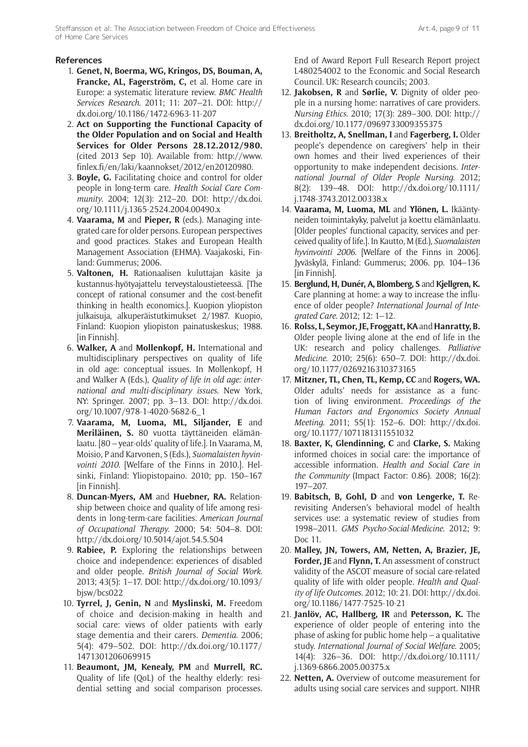## References

1. **Genet, N, Boerma, WG, Kringos, DS, Bouman, A, Francke, AL, Fagerström, C,** et al. Home care in Europe: a systematic literature review. *BMC Health Services Research*. 2011; 11: 207–21. DOI: http://dx.doi.org/10.1186/1472-6963-11-207
2. **Act on Supporting the Functional Capacity of the Older Population and on Social and Health Services for Older Persons 28.12.2012/980.** (cited 2013 Sep 10). Available from: http://www.finlex.fi/en/laki/kaannokset/2012/en20120980.
3. **Boyle, G.** Facilitating choice and control for older people in long-term care. *Health Social Care Community*. 2004; 12(3): 212–20. DOI: http://dx.doi.org/10.1111/j.1365-2524.2004.00490.x
4. **Vaarama, M** and **Pieper, R** (eds.). Managing integrated care for older persons. European perspectives and good practices. Stakes and European Health Management Association (EHMA). Vaajakoski, Finland: Gummerus; 2006.
5. **Valtonen, H.** Rationaalisen kuluttajan käsite ja kustannus-hyötyajattelu terveystaloustieteessä. [The concept of rational consumer and the cost-benefit thinking in health economics.]. Kuopion yliopiston julkaisuja, alkuperäistutkimukset 2/1987. Kuopio, Finland: Kuopion yliopiston painatuskeskus; 1988. [in Finnish].
6. **Walker, A** and **Mollenkopf, H.** International and multidisciplinary perspectives on quality of life in old age: conceptual issues. In Mollenkopf, H and Walker A (Eds.), *Quality of life in old age: international and multi-disciplinary issues*. New York, NY: Springer. 2007; pp. 3–13. DOI: http://dx.doi.org/10.1007/978-1-4020-5682-6_1
7. **Vaarama, M, Luoma, ML, Siljander, E** and **Meriläinen, S.** 80 vuotta täyttäneiden elämänlaatu. [80 – year-olds' quality of life.]. In Vaarama, M, Moisio, P and Karvonen, S (Eds.), *Suomalaisten hyvinvointi 2010*. [Welfare of the Finns in 2010.]. Helsinki, Finland: Yliopistopaino. 2010; pp. 150–167 [in Finnish].
8. **Duncan-Myers, AM** and **Huebner, RA.** Relationship between choice and quality of life among residents in long-term-care facilities. *American Journal of Occupational Therapy*. 2000; 54: 504–8. DOI: http://dx.doi.org/10.5014/ajot.54.5.504
9. **Rabiee, P.** Exploring the relationships between choice and independence: experiences of disabled and older people. *British Journal of Social Work*. 2013; 43(5): 1–17. DOI: http://dx.doi.org/10.1093/bjsw/bcs022
10. **Tyrrel, J, Genin, N** and **Myslinski, M.** Freedom of choice and decision-making in health and social care: views of older patients with early stage dementia and their carers. *Dementia*. 2006; 5(4): 479–502. DOI: http://dx.doi.org/10.1177/1471301206069915
11. **Beaumont, JM, Kenealy, PM** and **Murrell, RC.** Quality of life (QoL) of the healthy elderly: residential setting and social comparison processes. End of Award Report Full Research Report project L480254002 to the Economic and Social Research Council. UK: Research councils; 2003.
12. **Jakobsen, R** and **Sørlie, V.** Dignity of older people in a nursing home: narratives of care providers. *Nursing Ethics*. 2010; 17(3): 289–300. DOI: http://dx.doi.org/10.1177/0969733009355375
13. **Breitholtz, A, Snellman, I** and **Fagerberg, I.** Older people's dependence on caregivers' help in their own homes and their lived experiences of their opportunity to make independent decisions. *International Journal of Older People Nursing*. 2012; 8(2): 139–48. DOI: http://dx.doi.org/10.1111/j.1748-3743.2012.00338.x
14. **Vaarama, M, Luoma, ML** and **Ylönen, L.** Ikääntyneiden toimintakyky, palvelut ja koettu elämänlaatu. [Older peoples' functional capacity, services and perceived quality of life.]. In Kautto, M (Ed.), *Suomalaisten hyvinvointi 2006*. [Welfare of the Finns in 2006]. Jyväskylä, Finland: Gummerus; 2006. pp. 104–136 [in Finnish].
15. **Berglund, H, Dunér, A, Blomberg, S** and **Kjellgren, K.** Care planning at home: a way to increase the influence of older people? *International Journal of Integrated Care*. 2012; 12: 1–12.
16. **Rolss, L, Seymor, JE, Froggatt, KA** and **Hanratty, B.** Older people living alone at the end of life in the UK: research and policy challenges. *Palliative Medicine*. 2010; 25(6): 650–7. DOI: http://dx.doi.org/10.1177/0269216310373165
17. **Mitzner, TL, Chen, TL, Kemp, CC** and **Rogers, WA.** Older adults' needs for assistance as a function of living environment. *Proceedings of the Human Factors and Ergonomics Society Annual Meeting*. 2011; 55(1): 152–6. DOI: http://dx.doi.org/10.1177/1071181311551032
18. **Baxter, K, Glendinning, C** and **Clarke, S.** Making informed choices in social care: the importance of accessible information. *Health and Social Care in the Community* (Impact Factor: 0.86). 2008; 16(2): 197–207.
19. **Babitsch, B, Gohl, D** and **von Lengerke, T.** Re-revisiting Andersen's behavioral model of health services use: a systematic review of studies from 1998–2011. *GMS Psycho-Social-Medicine*. 2012; 9: Doc 11.
20. **Malley, JN, Towers, AM, Netten, A, Brazier, JE, Forder, JE** and **Flynn, T.** An assessment of construct validity of the ASCOT measure of social care-related quality of life with older people. *Health and Quality of life Outcomes*. 2012; 10: 21. DOI: http://dx.doi.org/10.1186/1477-7525-10-21
21. **Janlöv, AC, Hallberg, IR** and **Petersson, K.** The experience of older people of entering into the phase of asking for public home help – a qualitative study. *International Journal of Social Welfare*. 2005; 14(4): 326–36. DOI: http://dx.doi.org/10.1111/j.1369-6866.2005.00375.x
22. **Netten, A.** Overview of outcome measurement for adults using social care services and support. NIHR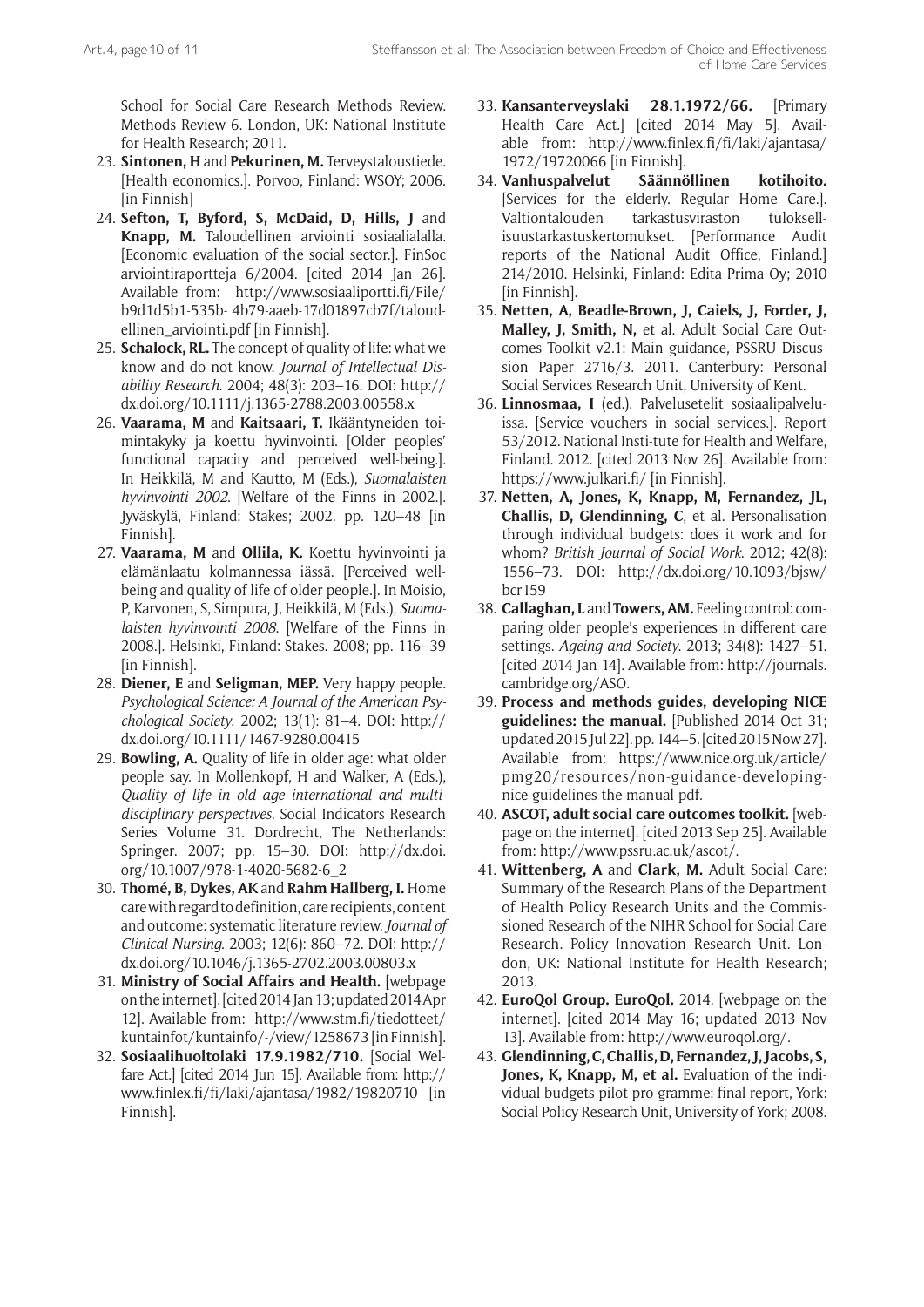School for Social Care Research Methods Review. Methods Review 6. London, UK: National Institute for Health Research; 2011.

23. **Sintonen, H** and **Pekurinen, M.** Terveystaloustiede. [Health economics.]. Porvoo, Finland: WSOY; 2006. [in Finnish]
24. **Sefton, T, Byford, S, McDaid, D, Hills, J** and **Knapp, M.** Taloudellinen arviointi sosiaalialalla. [Economic evaluation of the social sector.]. FinSoc arviointiraportteja 6/2004. [cited 2014 Jan 26]. Available from: http://www.sosiaaliportti.fi/File/b9d1d5b1-535b- 4b79-aaeb-17d01897cb7f/taloudellinen_arviointi.pdf [in Finnish].
25. **Schalock, RL.** The concept of quality of life: what we know and do not know. *Journal of Intellectual Disability Research*. 2004; 48(3): 203–16. DOI: http://dx.doi.org/10.1111/j.1365-2788.2003.00558.x
26. **Vaarama, M** and **Kaitsaari, T.** Ikääntyneiden toimintakyky ja koettu hyvinvointi. [Older peoples' functional capacity and perceived well-being.]. In Heikkilä, M and Kautto, M (Eds.), *Suomalaisten hyvinvointi 2002*. [Welfare of the Finns in 2002.]. Jyväskylä, Finland: Stakes; 2002. pp. 120–48 [in Finnish].
27. **Vaarama, M** and **Ollila, K.** Koettu hyvinvointi ja elämänlaatu kolmannessa iässä. [Perceived well-being and quality of life of older people.]. In Moisio, P, Karvonen, S, Simpura, J, Heikkilä, M (Eds.), *Suomalaisten hyvinvointi 2008*. [Welfare of the Finns in 2008.]. Helsinki, Finland: Stakes. 2008; pp. 116–39 [in Finnish].
28. **Diener, E** and **Seligman, MEP.** Very happy people. *Psychological Science: A Journal of the American Psychological Society*. 2002; 13(1): 81–4. DOI: http://dx.doi.org/10.1111/1467-9280.00415
29. **Bowling, A.** Quality of life in older age: what older people say. In Mollenkopf, H and Walker, A (Eds.), *Quality of life in old age international and multidisciplinary perspectives*. Social Indicators Research Series Volume 31. Dordrecht, The Netherlands: Springer. 2007; pp. 15–30. DOI: http://dx.doi.org/10.1007/978-1-4020-5682-6_2
30. **Thomé, B, Dykes, AK** and **Rahm Hallberg, I.** Home care with regard to definition, care recipients, content and outcome: systematic literature review. *Journal of Clinical Nursing*. 2003; 12(6): 860–72. DOI: http://dx.doi.org/10.1046/j.1365-2702.2003.00803.x
31. **Ministry of Social Affairs and Health.** [webpage on the internet]. [cited 2014 Jan 13; updated 2014 Apr 12]. Available from: http://www.stm.fi/tiedotteet/kuntainfot/kuntainfo/-/view/1258673 [in Finnish].
32. **Sosiaalihuoltolaki 17.9.1982/710.** [Social Welfare Act.] [cited 2014 Jun 15]. Available from: http://www.finlex.fi/fi/laki/ajantasa/1982/19820710 [in Finnish].
33. **Kansanterveyslaki 28.1.1972/66.** [Primary Health Care Act.] [cited 2014 May 5]. Available from: http://www.finlex.fi/fi/laki/ajantasa/1972/19720066 [in Finnish].
34. **Vanhuspalvelut Säännöllinen kotihoito.** [Services for the elderly. Regular Home Care.]. Valtiontalouden tarkastusviraston tuloksellisuustarkastuskertomukset. [Performance Audit reports of the National Audit Office, Finland.] 214/2010. Helsinki, Finland: Edita Prima Oy; 2010 [in Finnish].
35. **Netten, A, Beadle-Brown, J, Caiels, J, Forder, J, Malley, J, Smith, N,** et al. Adult Social Care Outcomes Toolkit v2.1: Main guidance, PSSRU Discussion Paper 2716/3. 2011. Canterbury: Personal Social Services Research Unit, University of Kent.
36. **Linnosmaa, I** (ed.). Palvelusetelit sosiaalipalveluissa. [Service vouchers in social services.]. Report 53/2012. National Insti-tute for Health and Welfare, Finland. 2012. [cited 2013 Nov 26]. Available from: https://www.julkari.fi/ [in Finnish].
37. **Netten, A, Jones, K, Knapp, M, Fernandez, JL, Challis, D, Glendinning, C**, et al. Personalisation through individual budgets: does it work and for whom? *British Journal of Social Work*. 2012; 42(8): 1556–73. DOI: http://dx.doi.org/10.1093/bjsw/bcr159
38. **Callaghan, L** and **Towers, AM.** Feeling control: comparing older people's experiences in different care settings. *Ageing and Society*. 2013; 34(8): 1427–51. [cited 2014 Jan 14]. Available from: http://journals.cambridge.org/ASO.
39. **Process and methods guides, developing NICE guidelines: the manual.** [Published 2014 Oct 31; updated 2015 Jul 22]. pp. 144–5. [cited 2015 Now 27]. Available from: https://www.nice.org.uk/article/pmg20/resources/non-guidance-developing-nice-guidelines-the-manual-pdf.
40. **ASCOT, adult social care outcomes toolkit.** [webpage on the internet]. [cited 2013 Sep 25]. Available from: http://www.pssru.ac.uk/ascot/.
41. **Wittenberg, A** and **Clark, M.** Adult Social Care: Summary of the Research Plans of the Department of Health Policy Research Units and the Commissioned Research of the NIHR School for Social Care Research. Policy Innovation Research Unit. London, UK: National Institute for Health Research; 2013.
42. **EuroQol Group. EuroQol.** 2014. [webpage on the internet]. [cited 2014 May 16; updated 2013 Nov 13]. Available from: http://www.euroqol.org/.
43. **Glendinning, C, Challis, D, Fernandez, J, Jacobs, S, Jones, K, Knapp, M, et al.** Evaluation of the individual budgets pilot pro-gramme: final report, York: Social Policy Research Unit, University of York; 2008.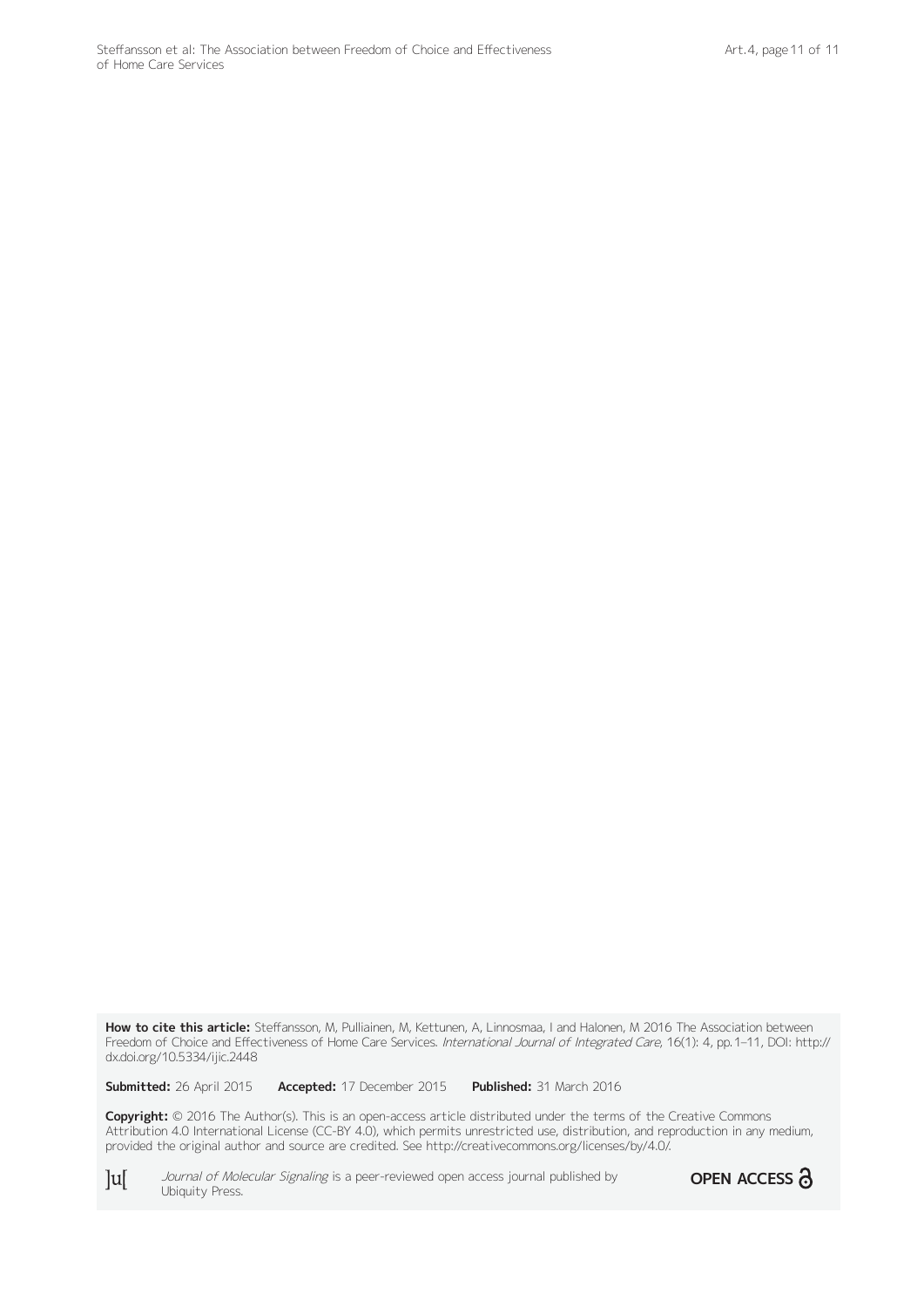**How to cite this article:** Steffansson, M, Pulliainen, M, Kettunen, A, Linnosmaa, I and Halonen, M 2016 The Association between Freedom of Choice and Effectiveness of Home Care Services. *International Journal of Integrated Care*, 16(1): 4, pp.1–11, DOI: http://dx.doi.org/10.5334/ijic.2448

**Submitted:** 26 April 2015 **Accepted:** 17 December 2015 **Published:** 31 March 2016

**Copyright:** © 2016 The Author(s). This is an open-access article distributed under the terms of the Creative Commons Attribution 4.0 International License (CC-BY 4.0), which permits unrestricted use, distribution, and reproduction in any medium, provided the original author and source are credited. See http://creativecommons.org/licenses/by/4.0/.

*Journal of Molecular Signaling* is a peer-reviewed open access journal published by Ubiquity Press.

OPEN ACCESS